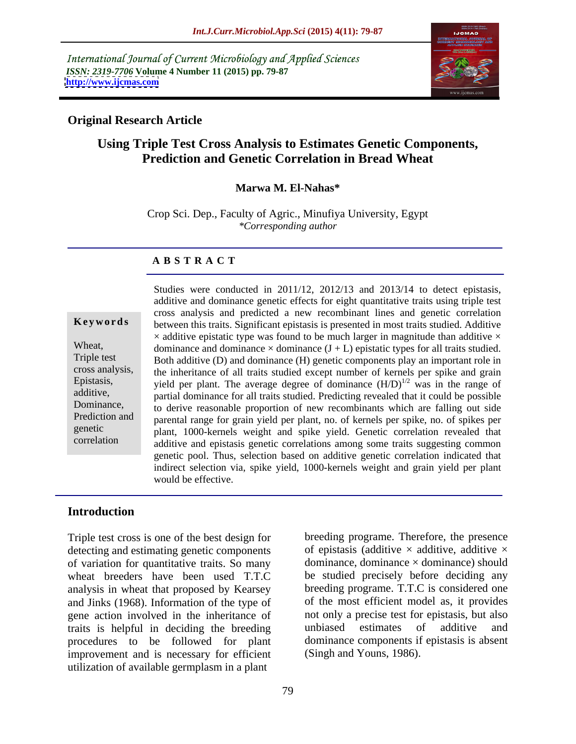International Journal of Current Microbiology and Applied Sciences
*ISSN: 2319-7706* **Volume 4 Number 11 (2015) pp. 79-87**
**http://www.ijcmas.com**

**Original Research Article**

# Using Triple Test Cross Analysis to Estimates Genetic Components, Prediction and Genetic Correlation in Bread Wheat

**Marwa M. El-Nahas***

Crop Sci. Dep., Faculty of Agric., Minufiya University, Egypt
*\*Corresponding author*

## A B S T R A C T

**Keywords**

Wheat, Triple test cross analysis, Epistasis, additive, Dominance, Prediction and genetic correlation

Studies were conducted in 2011/12, 2012/13 and 2013/14 to detect epistasis, additive and dominance genetic effects for eight quantitative traits using triple test cross analysis and predicted a new recombinant lines and genetic correlation between this traits. Significant epistasis is presented in most traits studied. Additive × additive epistatic type was found to be much larger in magnitude than additive × dominance and dominance × dominance (J + L) epistatic types for all traits studied. Both additive (D) and dominance (H) genetic components play an important role in the inheritance of all traits studied except number of kernels per spike and grain yield per plant. The average degree of dominance $(H/D)^{1/2}$ was in the range of partial dominance for all traits studied. Predicting revealed that it could be possible to derive reasonable proportion of new recombinants which are falling out side parental range for grain yield per plant, no. of kernels per spike, no. of spikes per plant, 1000-kernels weight and spike yield. Genetic correlation revealed that additive and epistasis genetic correlations among some traits suggesting common genetic pool. Thus, selection based on additive genetic correlation indicated that indirect selection via, spike yield, 1000-kernels weight and grain yield per plant would be effective.

## Introduction

Triple test cross is one of the best design for detecting and estimating genetic components of variation for quantitative traits. So many wheat breeders have been used T.T.C analysis in wheat that proposed by Kearsey and Jinks (1968). Information of the type of gene action involved in the inheritance of traits is helpful in deciding the breeding procedures to be followed for plant improvement and is necessary for efficient utilization of available germplasm in a plant breeding programe. Therefore, the presence of epistasis (additive × additive, additive × dominance, dominance × dominance) should be studied precisely before deciding any breeding programe. T.T.C is considered one of the most efficient model as, it provides not only a precise test for epistasis, but also unbiased estimates of additive and dominance components if epistasis is absent (Singh and Youns, 1986).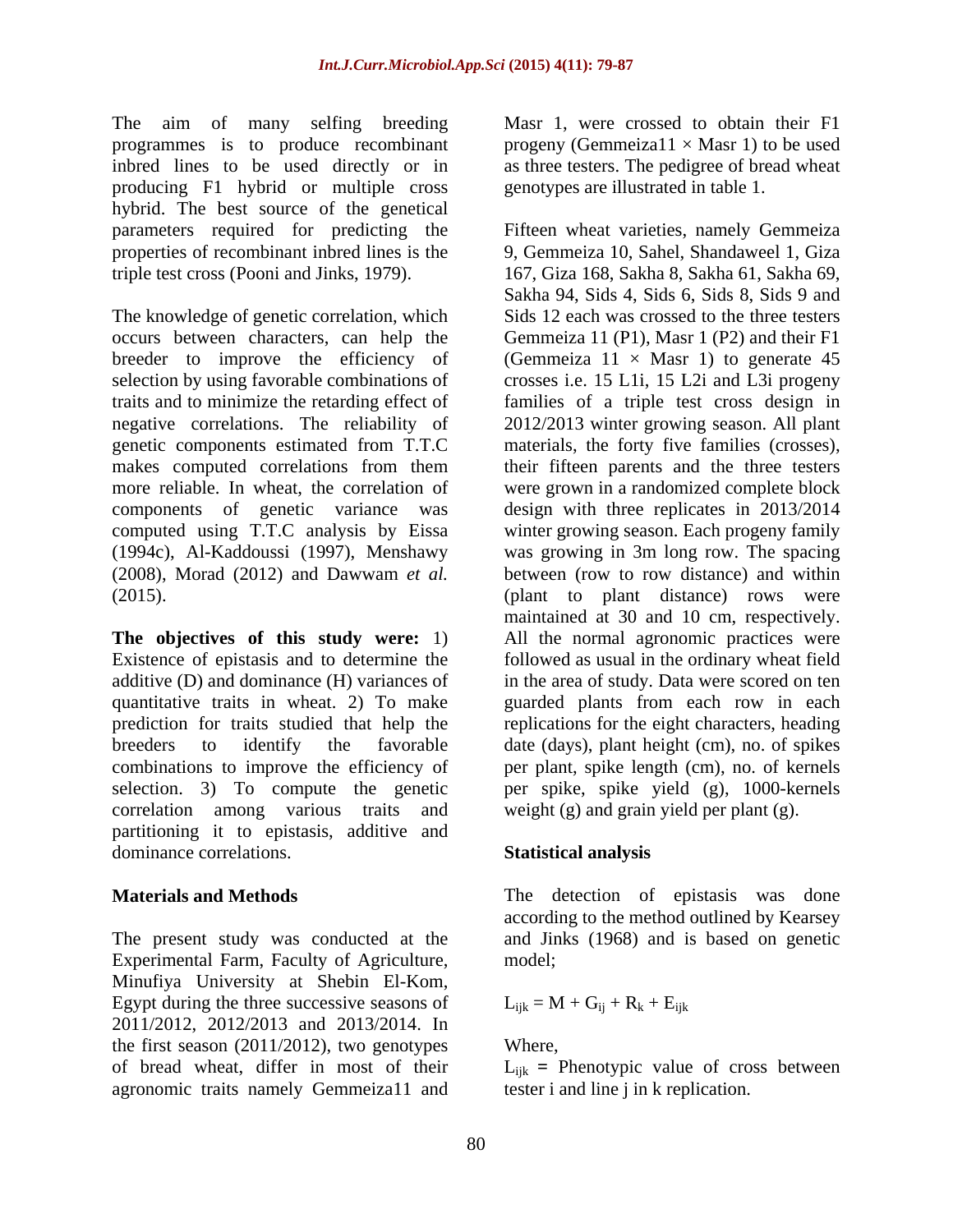The aim of many selfing breeding programmes is to produce recombinant inbred lines to be used directly or in producing F1 hybrid or multiple cross hybrid. The best source of the genetical parameters required for predicting the properties of recombinant inbred lines is the triple test cross (Pooni and Jinks, 1979).

The knowledge of genetic correlation, which occurs between characters, can help the breeder to improve the efficiency of selection by using favorable combinations of traits and to minimize the retarding effect of negative correlations. The reliability of genetic components estimated from T.T.C makes computed correlations from them more reliable. In wheat, the correlation of components of genetic variance was computed using T.T.C analysis by Eissa (1994c), Al-Kaddoussi (1997), Menshawy (2008), Morad (2012) and Dawwam *et al.* (2015).

**The objectives of this study were:** 1) Existence of epistasis and to determine the additive (D) and dominance (H) variances of quantitative traits in wheat. 2) To make prediction for traits studied that help the breeders to identify the favorable combinations to improve the efficiency of selection. 3) To compute the genetic correlation among various traits and partitioning it to epistasis, additive and dominance correlations.

## Materials and Methods

The present study was conducted at the Experimental Farm, Faculty of Agriculture, Minufiya University at Shebin El-Kom, Egypt during the three successive seasons of 2011/2012, 2012/2013 and 2013/2014. In the first season (2011/2012), two genotypes of bread wheat, differ in most of their agronomic traits namely Gemmeiza11 and Masr 1, were crossed to obtain their F1 progeny (Gemmeiza11 × Masr 1) to be used as three testers. The pedigree of bread wheat genotypes are illustrated in table 1.

Fifteen wheat varieties, namely Gemmeiza 9, Gemmeiza 10, Sahel, Shandaweel 1, Giza 167, Giza 168, Sakha 8, Sakha 61, Sakha 69, Sakha 94, Sids 4, Sids 6, Sids 8, Sids 9 and Sids 12 each was crossed to the three testers Gemmeiza 11 (P1), Masr 1 (P2) and their F1 (Gemmeiza 11 × Masr 1) to generate 45 crosses i.e. 15 L1i, 15 L2i and L3i progeny families of a triple test cross design in 2012/2013 winter growing season. All plant materials, the forty five families (crosses), their fifteen parents and the three testers were grown in a randomized complete block design with three replicates in 2013/2014 winter growing season. Each progeny family was growing in 3m long row. The spacing between (row to row distance) and within (plant to plant distance) rows were maintained at 30 and 10 cm, respectively. All the normal agronomic practices were followed as usual in the ordinary wheat field in the area of study. Data were scored on ten guarded plants from each row in each replications for the eight characters, heading date (days), plant height (cm), no. of spikes per plant, spike length (cm), no. of kernels per spike, spike yield (g), 1000-kernels weight (g) and grain yield per plant (g).

### Statistical analysis

The detection of epistasis was done according to the method outlined by Kearsey and Jinks (1968) and is based on genetic model;

$$L_{ijk} = M + G_{ij} + R_k + E_{ijk}$$

Where,

$L_{ijk}$ = Phenotypic value of cross between tester i and line j in k replication.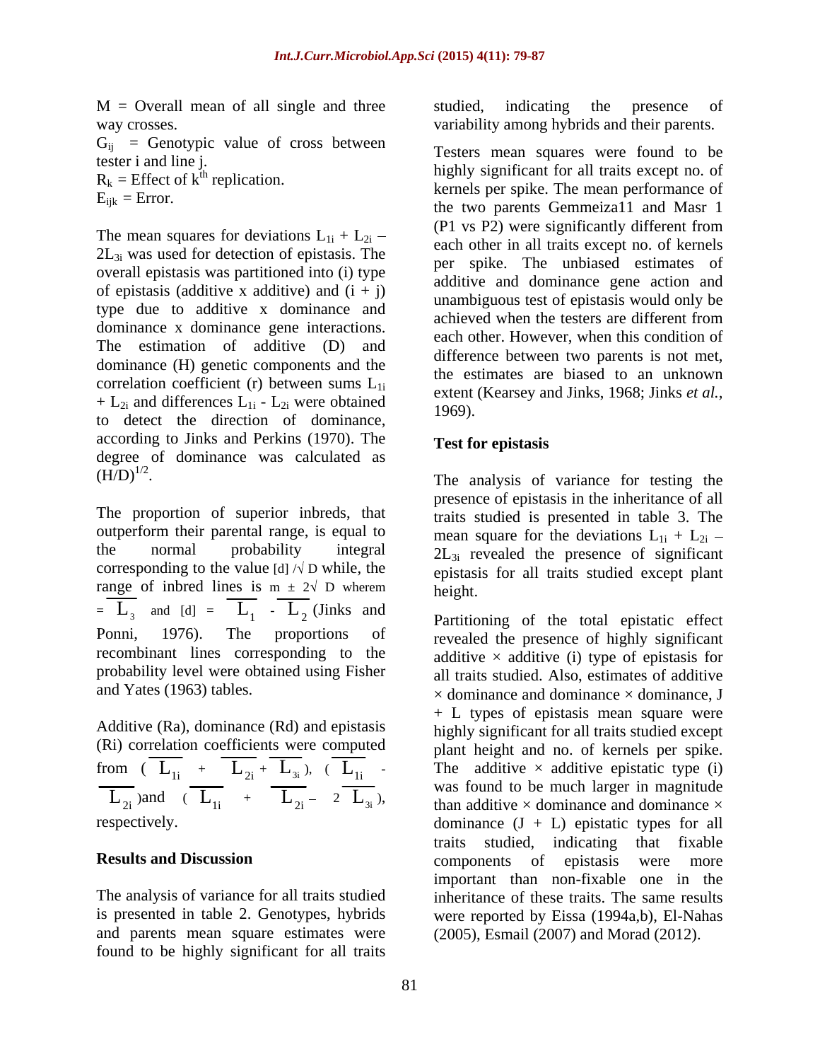M = Overall mean of all single and three way crosses.

$G_{ij}$ = Genotypic value of cross between tester i and line j.

$R_k$ = Effect of $k^{th}$ replication.

$E_{ijk}$ = Error.

The mean squares for deviations $L_{1i} + L_{2i} - 2L_{3i}$ was used for detection of epistasis. The overall epistasis was partitioned into (i) type of epistasis (additive x additive) and (i + j) type due to additive x dominance and dominance x dominance gene interactions. The estimation of additive (D) and dominance (H) genetic components and the correlation coefficient (r) between sums $L_{1i} + L_{2i}$ and differences $L_{1i} - L_{2i}$ were obtained to detect the direction of dominance, according to Jinks and Perkins (1970). The degree of dominance was calculated as $(H/D)^{1/2}$.

The proportion of superior inbreds, that outperform their parental range, is equal to the normal probability integral corresponding to the value $[d]/\sqrt{D}$ while, the range of inbred lines is $m \pm 2\sqrt{D}$ wherem $= \overline{L}_3$ and $[d] = \overline{L}_1 - \overline{L}_2$ (Jinks and Ponni, 1976). The proportions of recombinant lines corresponding to the probability level were obtained using Fisher and Yates (1963) tables.

Additive (Ra), dominance (Rd) and epistasis (Ri) correlation coefficients were computed from $(\overline{L}_{1i} + \overline{L}_{2i} + \overline{L}_{3i})$, $(\overline{L}_{1i} - \overline{L}_{2i})$ and $(\overline{L}_{1i} + \overline{L}_{2i} - 2\overline{L}_{3i})$, respectively.

## Results and Discussion

The analysis of variance for all traits studied is presented in table 2. Genotypes, hybrids and parents mean square estimates were found to be highly significant for all traits studied, indicating the presence of variability among hybrids and their parents.

Testers mean squares were found to be highly significant for all traits except no. of kernels per spike. The mean performance of the two parents Gemmeiza11 and Masr 1 (P1 vs P2) were significantly different from each other in all traits except no. of kernels per spike. The unbiased estimates of additive and dominance gene action and unambiguous test of epistasis would only be achieved when the testers are different from each other. However, when this condition of difference between two parents is not met, the estimates are biased to an unknown extent (Kearsey and Jinks, 1968; Jinks *et al.*, 1969).

### Test for epistasis

The analysis of variance for testing the presence of epistasis in the inheritance of all traits studied is presented in table 3. The mean square for the deviations $L_{1i} + L_{2i} - 2L_{3i}$ revealed the presence of significant epistasis for all traits studied except plant height.

Partitioning of the total epistatic effect revealed the presence of highly significant additive × additive (i) type of epistasis for all traits studied. Also, estimates of additive × dominance and dominance × dominance, J + L types of epistasis mean square were highly significant for all traits studied except plant height and no. of kernels per spike. The additive × additive epistatic type (i) was found to be much larger in magnitude than additive × dominance and dominance × dominance (J + L) epistatic types for all traits studied, indicating that fixable components of epistasis were more important than non-fixable one in the inheritance of these traits. The same results were reported by Eissa (1994a,b), El-Nahas (2005), Esmail (2007) and Morad (2012).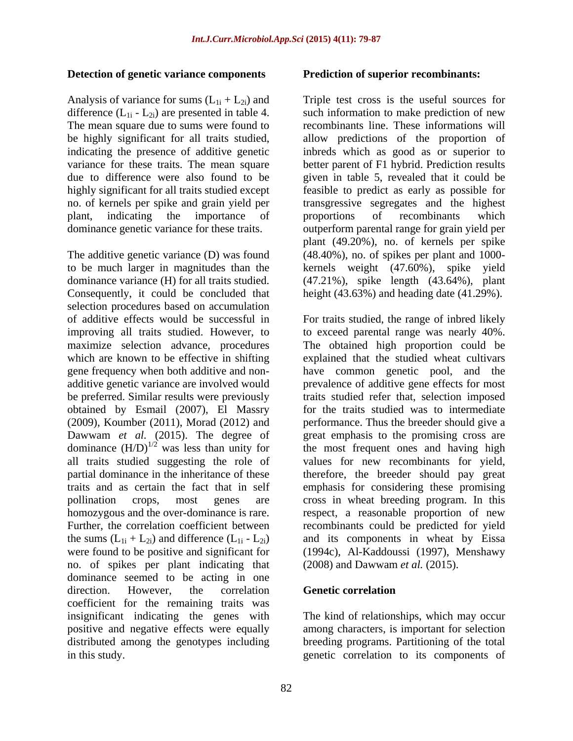### Detection of genetic variance components

Analysis of variance for sums ($L_{1i} + L_{2i}$) and difference ($L_{1i} - L_{2i}$) are presented in table 4. The mean square due to sums were found to be highly significant for all traits studied, indicating the presence of additive genetic variance for these traits. The mean square due to difference were also found to be highly significant for all traits studied except no. of kernels per spike and grain yield per plant, indicating the importance of dominance genetic variance for these traits.

The additive genetic variance (D) was found to be much larger in magnitudes than the dominance variance (H) for all traits studied. Consequently, it could be concluded that selection procedures based on accumulation of additive effects would be successful in improving all traits studied. However, to maximize selection advance, procedures which are known to be effective in shifting gene frequency when both additive and non-additive genetic variance are involved would be preferred. Similar results were previously obtained by Esmail (2007), El Massry (2009), Koumber (2011), Morad (2012) and Dawwam *et al.* (2015). The degree of dominance $(H/D)^{1/2}$ was less than unity for all traits studied suggesting the role of partial dominance in the inheritance of these traits and as certain the fact that in self pollination crops, most genes are homozygous and the over-dominance is rare. Further, the correlation coefficient between the sums ($L_{1i} + L_{2i}$) and difference ($L_{1i} - L_{2i}$) were found to be positive and significant for no. of spikes per plant indicating that dominance seemed to be acting in one direction. However, the correlation coefficient for the remaining traits was insignificant indicating the genes with positive and negative effects were equally distributed among the genotypes including in this study.

### Prediction of superior recombinants:

Triple test cross is the useful sources for such information to make prediction of new recombinants line. These informations will allow predictions of the proportion of inbreds which as good as or superior to better parent of F1 hybrid. Prediction results given in table 5, revealed that it could be feasible to predict as early as possible for transgressive segregates and the highest proportions of recombinants which outperform parental range for grain yield per plant (49.20%), no. of kernels per spike (48.40%), no. of spikes per plant and 1000-kernels weight (47.60%), spike yield (47.21%), spike length (43.64%), plant height (43.63%) and heading date (41.29%).

For traits studied, the range of inbred likely to exceed parental range was nearly 40%. The obtained high proportion could be explained that the studied wheat cultivars have common genetic pool, and the prevalence of additive gene effects for most traits studied refer that, selection imposed for the traits studied was to intermediate performance. Thus the breeder should give a great emphasis to the promising cross are the most frequent ones and having high values for new recombinants for yield, therefore, the breeder should pay great emphasis for considering these promising cross in wheat breeding program. In this respect, a reasonable proportion of new recombinants could be predicted for yield and its components in wheat by Eissa (1994c), Al-Kaddoussi (1997), Menshawy (2008) and Dawwam *et al.* (2015).

### Genetic correlation

The kind of relationships, which may occur among characters, is important for selection breeding programs. Partitioning of the total genetic correlation to its components of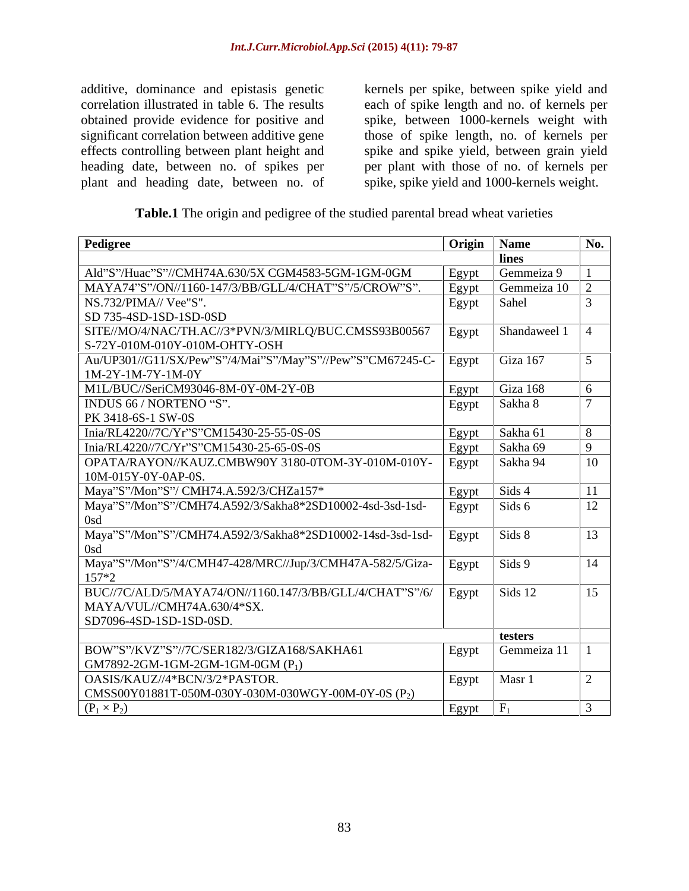additive, dominance and epistasis genetic correlation illustrated in table 6. The results obtained provide evidence for positive and significant correlation between additive gene effects controlling between plant height and heading date, between no. of spikes per plant and heading date, between no. of kernels per spike, between spike yield and each of spike length and no. of kernels per spike, between 1000-kernels weight with those of spike length, no. of kernels per spike and spike yield, between grain yield per plant with those of no. of kernels per spike, spike yield and 1000-kernels weight.

**Table.1** The origin and pedigree of the studied parental bread wheat varieties

| **Pedigree** | **Origin** | **Name** | **No.** |
|---|---|---|---|
| | | **lines** | |
| Ald"S"/Huac"S"//CMH74A.630/5X CGM4583-5GM-1GM-0GM | Egypt | Gemmeiza 9 | 1 |
| MAYA74"S"/ON//1160-147/3/BB/GLL/4/CHAT"S"/5/CROW"S". | Egypt | Gemmeiza 10 | 2 |
| NS.732/PIMA// Vee"S". SD 735-4SD-1SD-1SD-0SD | Egypt | Sahel | 3 |
| SITE//MO/4/NAC/TH.AC//3*PVN/3/MIRLQ/BUC.CMSS93B00567 S-72Y-010M-010Y-010M-OHTY-OSH | Egypt | Shandaweel 1 | 4 |
| Au/UP301//G11/SX/Pew"S"/4/Mai"S"/May"S"//Pew"S"CM67245-C-1M-2Y-1M-7Y-1M-0Y | Egypt | Giza 167 | 5 |
| M1L/BUC//SeriCM93046-8M-0Y-0M-2Y-0B | Egypt | Giza 168 | 6 |
| INDUS 66 / NORTENO "S". PK 3418-6S-1 SW-0S | Egypt | Sakha 8 | 7 |
| Inia/RL4220//7C/Yr"S"CM15430-25-55-0S-0S | Egypt | Sakha 61 | 8 |
| Inia/RL4220//7C/Yr"S"CM15430-25-65-0S-0S | Egypt | Sakha 69 | 9 |
| OPATA/RAYON//KAUZ.CMBW90Y 3180-0TOM-3Y-010M-010Y-10M-015Y-0Y-0AP-0S. | Egypt | Sakha 94 | 10 |
| Maya"S"/Mon"S"/ CMH74.A.592/3/CHZa157* | Egypt | Sids 4 | 11 |
| Maya"S"/Mon"S"/CMH74.A592/3/Sakha8*2SD10002-4sd-3sd-1sd-0sd | Egypt | Sids 6 | 12 |
| Maya"S"/Mon"S"/CMH74.A592/3/Sakha8*2SD10002-14sd-3sd-1sd-0sd | Egypt | Sids 8 | 13 |
| Maya"S"/Mon"S"/4/CMH47-428/MRC//Jup/3/CMH47A-582/5/Giza-157*2 | Egypt | Sids 9 | 14 |
| BUC//7C/ALD/5/MAYA74/ON//1160.147/3/BB/GLL/4/CHAT"S"/6/ MAYA/VUL//CMH74A.630/4*SX. SD7096-4SD-1SD-1SD-0SD. | Egypt | Sids 12 | 15 |
| | | **testers** | |
| BOW"S"/KVZ"S"//7C/SER182/3/GIZA168/SAKHA61 GM7892-2GM-1GM-2GM-1GM-0GM ($P_1$) | Egypt | Gemmeiza 11 | 1 |
| OASIS/KAUZ//4*BCN/3/2*PASTOR. CMSS00Y01881T-050M-030Y-030M-030WGY-00M-0Y-0S ($P_2$) | Egypt | Masr 1 | 2 |
| ($P_1 \times P_2$) | Egypt | $F_1$ | 3 |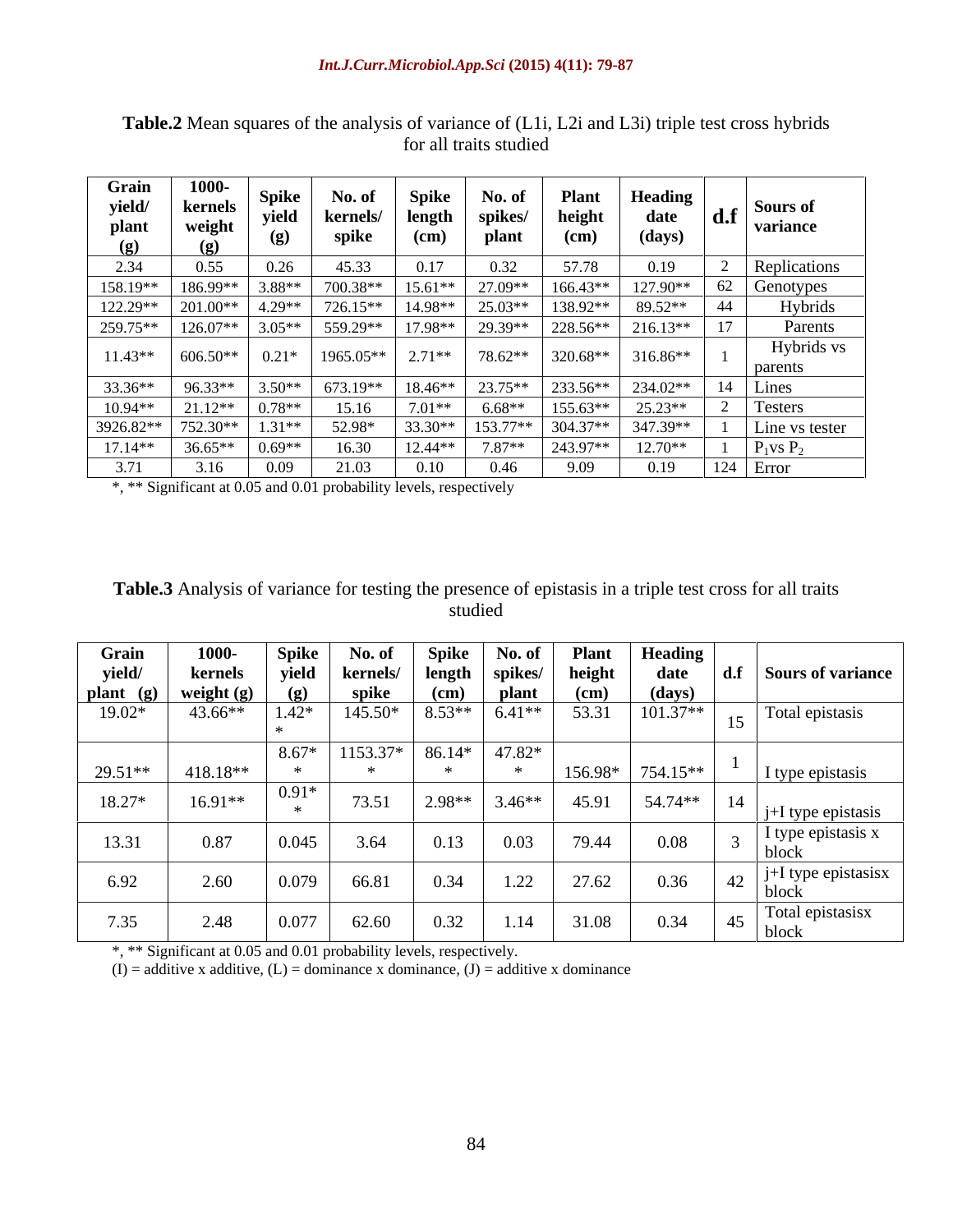**Table.2** Mean squares of the analysis of variance of (L1i, L2i and L3i) triple test cross hybrids for all traits studied

| Grain yield/ plant (g) | 1000-kernels weight (g) | Spike yield (g) | No. of kernels/ spike | Spike length (cm) | No. of spikes/ plant | Plant height (cm) | Heading date (days) | d.f | Sours of variance |
|---|---|---|---|---|---|---|---|---|---|
| 2.34 | 0.55 | 0.26 | 45.33 | 0.17 | 0.32 | 57.78 | 0.19 | 2 | Replications |
| 158.19** | 186.99** | 3.88** | 700.38** | 15.61** | 27.09** | 166.43** | 127.90** | 62 | Genotypes |
| 122.29** | 201.00** | 4.29** | 726.15** | 14.98** | 25.03** | 138.92** | 89.52** | 44 | Hybrids |
| 259.75** | 126.07** | 3.05** | 559.29** | 17.98** | 29.39** | 228.56** | 216.13** | 17 | Parents |
| 11.43** | 606.50** | 0.21* | 1965.05** | 2.71** | 78.62** | 320.68** | 316.86** | 1 | Hybrids vs parents |
| 33.36** | 96.33** | 3.50** | 673.19** | 18.46** | 23.75** | 233.56** | 234.02** | 14 | Lines |
| 10.94** | 21.12** | 0.78** | 15.16 | 7.01** | 6.68** | 155.63** | 25.23** | 2 | Testers |
| 3926.82** | 752.30** | 1.31** | 52.98* | 33.30** | 153.77** | 304.37** | 347.39** | 1 | Line vs tester |
| 17.14** | 36.65** | 0.69** | 16.30 | 12.44** | 7.87** | 243.97** | 12.70** | 1 | $P_1$vs $P_2$ |
| 3.71 | 3.16 | 0.09 | 21.03 | 0.10 | 0.46 | 9.09 | 0.19 | 124 | Error |

*, ** Significant at 0.05 and 0.01 probability levels, respectively

**Table.3** Analysis of variance for testing the presence of epistasis in a triple test cross for all traits studied

| Grain yield/ plant (g) | 1000-kernels weight (g) | Spike yield (g) | No. of kernels/ spike | Spike length (cm) | No. of spikes/ plant | Plant height (cm) | Heading date (days) | d.f | Sours of variance |
|---|---|---|---|---|---|---|---|---|---|
| 19.02* | 43.66** | 1.42** | 145.50* | 8.53** | 6.41** | 53.31 | 101.37** | 15 | Total epistasis |
| 29.51** | 418.18** | 8.67** | 1153.37** | 86.14** | 47.82** | 156.98* | 754.15** | 1 | I type epistasis |
| 18.27* | 16.91** | 0.91** | 73.51 | 2.98** | 3.46** | 45.91 | 54.74** | 14 | j+I type epistasis |
| 13.31 | 0.87 | 0.045 | 3.64 | 0.13 | 0.03 | 79.44 | 0.08 | 3 | I type epistasis x block |
| 6.92 | 2.60 | 0.079 | 66.81 | 0.34 | 1.22 | 27.62 | 0.36 | 42 | j+I type epistasisx block |
| 7.35 | 2.48 | 0.077 | 62.60 | 0.32 | 1.14 | 31.08 | 0.34 | 45 | Total epistasisx block |

*, ** Significant at 0.05 and 0.01 probability levels, respectively.
(I) = additive x additive, (L) = dominance x dominance, (J) = additive x dominance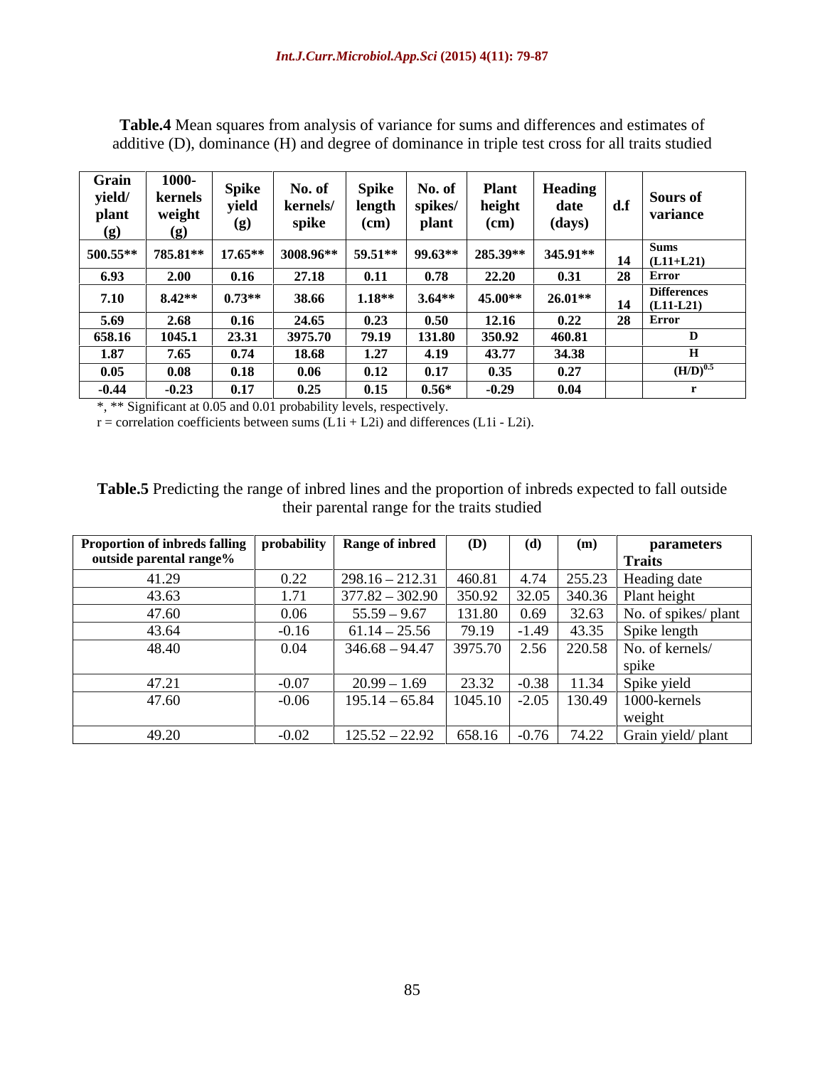**Table.4** Mean squares from analysis of variance for sums and differences and estimates of additive (D), dominance (H) and degree of dominance in triple test cross for all traits studied

| Grain yield/ plant (g) | 1000-kernels weight (g) | Spike yield (g) | No. of kernels/ spike | Spike length (cm) | No. of spikes/ plant | Plant height (cm) | Heading date (days) | d.f | Sours of variance |
|---|---|---|---|---|---|---|---|---|---|
| 500.55** | 785.81** | 17.65** | 3008.96** | 59.51** | 99.63** | 285.39** | 345.91** | 14 | Sums (L11+L21) |
| 6.93 | 2.00 | 0.16 | 27.18 | 0.11 | 0.78 | 22.20 | 0.31 | 28 | Error |
| 7.10 | 8.42** | 0.73** | 38.66 | 1.18** | 3.64** | 45.00** | 26.01** | 14 | Differences (L11-L21) |
| 5.69 | 2.68 | 0.16 | 24.65 | 0.23 | 0.50 | 12.16 | 0.22 | 28 | Error |
| 658.16 | 1045.1 | 23.31 | 3975.70 | 79.19 | 131.80 | 350.92 | 460.81 | | D |
| 1.87 | 7.65 | 0.74 | 18.68 | 1.27 | 4.19 | 43.77 | 34.38 | | H |
| 0.05 | 0.08 | 0.18 | 0.06 | 0.12 | 0.17 | 0.35 | 0.27 | | $(H/D)^{0.5}$ |
| -0.44 | -0.23 | 0.17 | 0.25 | 0.15 | 0.56* | -0.29 | 0.04 | | r |

*, ** Significant at 0.05 and 0.01 probability levels, respectively.

r = correlation coefficients between sums (L1i + L2i) and differences (L1i - L2i).

**Table.5** Predicting the range of inbred lines and the proportion of inbreds expected to fall outside their parental range for the traits studied

| Proportion of inbreds falling outside parental range% | probability | Range of inbred | (D) | (d) | (m) | parameters Traits |
|---|---|---|---|---|---|---|
| 41.29 | 0.22 | 298.16 – 212.31 | 460.81 | 4.74 | 255.23 | Heading date |
| 43.63 | 1.71 | 377.82 – 302.90 | 350.92 | 32.05 | 340.36 | Plant height |
| 47.60 | 0.06 | 55.59 – 9.67 | 131.80 | 0.69 | 32.63 | No. of spikes/ plant |
| 43.64 | -0.16 | 61.14 – 25.56 | 79.19 | -1.49 | 43.35 | Spike length |
| 48.40 | 0.04 | 346.68 – 94.47 | 3975.70 | 2.56 | 220.58 | No. of kernels/ spike |
| 47.21 | -0.07 | 20.99 – 1.69 | 23.32 | -0.38 | 11.34 | Spike yield |
| 47.60 | -0.06 | 195.14 – 65.84 | 1045.10 | -2.05 | 130.49 | 1000-kernels weight |
| 49.20 | -0.02 | 125.52 – 22.92 | 658.16 | -0.76 | 74.22 | Grain yield/ plant |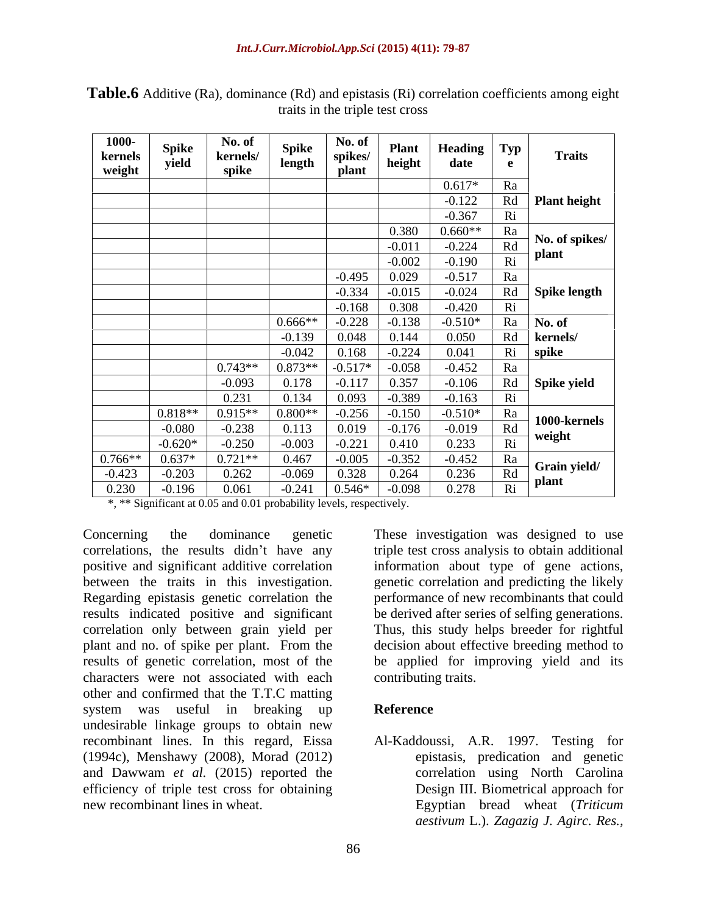**Table.6** Additive (Ra), dominance (Rd) and epistasis (Ri) correlation coefficients among eight traits in the triple test cross

| 1000-kernels weight | Spike yield | No. of kernels/ spike | Spike length | No. of spikes/ plant | Plant height | Heading date | Type | Traits |
|---|---|---|---|---|---|---|---|---|
| | | | | | | 0.617* | Ra | Plant height |
| | | | | | | -0.122 | Rd | |
| | | | | | | -0.367 | Ri | |
| | | | | | 0.380 | 0.660** | Ra | No. of spikes/ plant |
| | | | | | -0.011 | -0.224 | Rd | |
| | | | | | -0.002 | -0.190 | Ri | |
| | | | | -0.495 | 0.029 | -0.517 | Ra | Spike length |
| | | | | -0.334 | -0.015 | -0.024 | Rd | |
| | | | | -0.168 | 0.308 | -0.420 | Ri | |
| | | | 0.666** | -0.228 | -0.138 | -0.510* | Ra | No. of kernels/ spike |
| | | | -0.139 | 0.048 | 0.144 | 0.050 | Rd | |
| | | | -0.042 | 0.168 | -0.224 | 0.041 | Ri | |
| | | 0.743** | 0.873** | -0.517* | -0.058 | -0.452 | Ra | Spike yield |
| | | -0.093 | 0.178 | -0.117 | 0.357 | -0.106 | Rd | |
| | | 0.231 | 0.134 | 0.093 | -0.389 | -0.163 | Ri | |
| | 0.818** | 0.915** | 0.800** | -0.256 | -0.150 | -0.510* | Ra | 1000-kernels weight |
| | -0.080 | -0.238 | 0.113 | 0.019 | -0.176 | -0.019 | Rd | |
| | -0.620* | -0.250 | -0.003 | -0.221 | 0.410 | 0.233 | Ri | |
| 0.766** | 0.637* | 0.721** | 0.467 | -0.005 | -0.352 | -0.452 | Ra | Grain yield/ plant |
| -0.423 | -0.203 | 0.262 | -0.069 | 0.328 | 0.264 | 0.236 | Rd | |
| 0.230 | -0.196 | 0.061 | -0.241 | 0.546* | -0.098 | 0.278 | Ri | |

*, ** Significant at 0.05 and 0.01 probability levels, respectively.

Concerning the dominance genetic correlations, the results didn't have any positive and significant additive correlation between the traits in this investigation. Regarding epistasis genetic correlation the results indicated positive and significant correlation only between grain yield per plant and no. of spike per plant. From the results of genetic correlation, most of the characters were not associated with each other and confirmed that the T.T.C matting system was useful in breaking up undesirable linkage groups to obtain new recombinant lines. In this regard, Eissa (1994c), Menshawy (2008), Morad (2012) and Dawwam *et al.* (2015) reported the efficiency of triple test cross for obtaining new recombinant lines in wheat.

These investigation was designed to use triple test cross analysis to obtain additional information about type of gene actions, genetic correlation and predicting the likely performance of new recombinants that could be derived after series of selfing generations. Thus, this study helps breeder for rightful decision about effective breeding method to be applied for improving yield and its contributing traits.

## Reference

Al-Kaddoussi, A.R. 1997. Testing for epistasis, predication and genetic correlation using North Carolina Design III. Biometrical approach for Egyptian bread wheat (*Triticum aestivum* L.). *Zagazig J. Agirc. Res.*,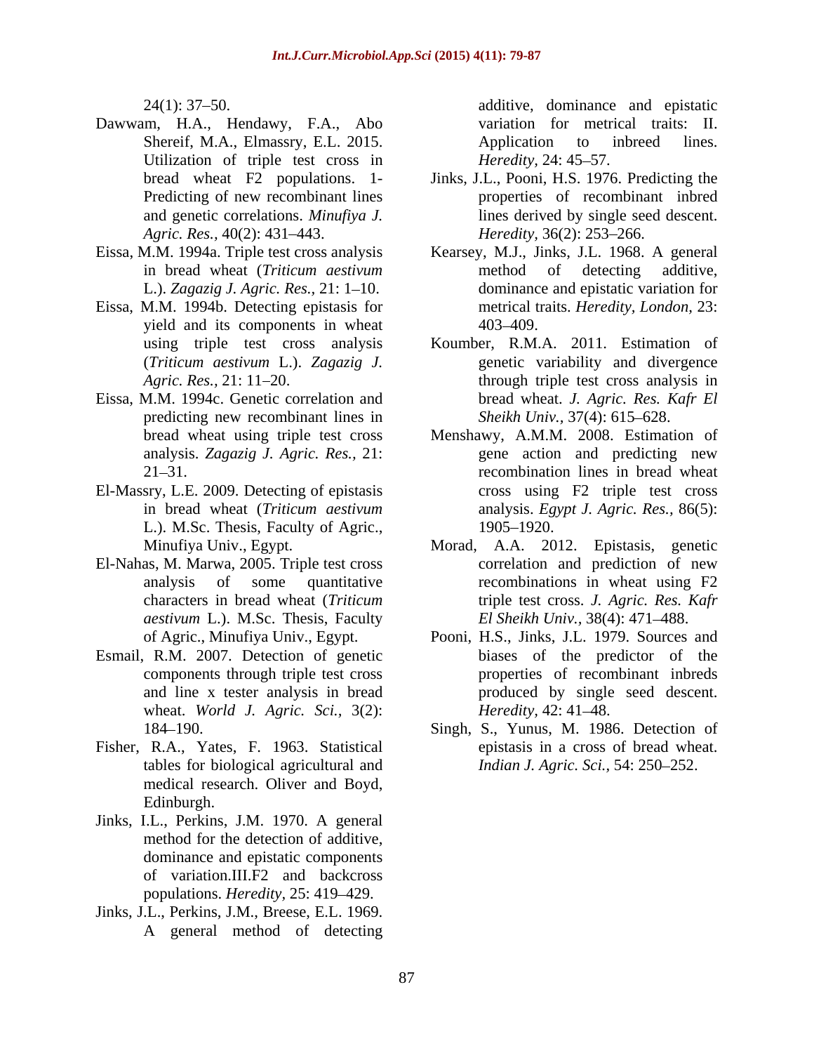24(1): 37–50.

Dawwam, H.A., Hendawy, F.A., Abo Shereif, M.A., Elmassry, E.L. 2015. Utilization of triple test cross in bread wheat F2 populations. 1- Predicting of new recombinant lines and genetic correlations. *Minufiya J. Agric. Res.,* 40(2): 431–443.

Eissa, M.M. 1994a. Triple test cross analysis in bread wheat (*Triticum aestivum* L.). *Zagazig J. Agric. Res.,* 21: 1–10.

Eissa, M.M. 1994b. Detecting epistasis for yield and its components in wheat using triple test cross analysis (*Triticum aestivum* L.). *Zagazig J. Agric. Res.,* 21: 11–20.

Eissa, M.M. 1994c. Genetic correlation and predicting new recombinant lines in bread wheat using triple test cross analysis. *Zagazig J. Agric. Res.,* 21: 21–31.

El-Massry, L.E. 2009. Detecting of epistasis in bread wheat (*Triticum aestivum* L.). M.Sc. Thesis, Faculty of Agric., Minufiya Univ., Egypt.

El-Nahas, M. Marwa, 2005. Triple test cross analysis of some quantitative characters in bread wheat (*Triticum aestivum* L.). M.Sc. Thesis, Faculty of Agric., Minufiya Univ., Egypt.

Esmail, R.M. 2007. Detection of genetic components through triple test cross and line x tester analysis in bread wheat. *World J. Agric. Sci.,* 3(2): 184–190.

Fisher, R.A., Yates, F. 1963. Statistical tables for biological agricultural and medical research. Oliver and Boyd, Edinburgh.

Jinks, I.L., Perkins, J.M. 1970. A general method for the detection of additive, dominance and epistatic components of variation.III.F2 and backcross populations. *Heredity,* 25: 419–429.

Jinks, J.L., Perkins, J.M., Breese, E.L. 1969. A general method of detecting additive, dominance and epistatic variation for metrical traits: II. Application to inbreed lines. *Heredity,* 24: 45–57.

Jinks, J.L., Pooni, H.S. 1976. Predicting the properties of recombinant inbred lines derived by single seed descent. *Heredity,* 36(2): 253–266.

Kearsey, M.J., Jinks, J.L. 1968. A general method of detecting additive, dominance and epistatic variation for metrical traits. *Heredity, London,* 23: 403–409.

Koumber, R.M.A. 2011. Estimation of genetic variability and divergence through triple test cross analysis in bread wheat. *J. Agric. Res. Kafr El Sheikh Univ.,* 37(4): 615–628.

Menshawy, A.M.M. 2008. Estimation of gene action and predicting new recombination lines in bread wheat cross using F2 triple test cross analysis. *Egypt J. Agric. Res.,* 86(5): 1905–1920.

Morad, A.A. 2012. Epistasis, genetic correlation and prediction of new recombinations in wheat using F2 triple test cross. *J. Agric. Res. Kafr El Sheikh Univ.,* 38(4): 471–488.

Pooni, H.S., Jinks, J.L. 1979. Sources and biases of the predictor of the properties of recombinant inbreds produced by single seed descent. *Heredity,* 42: 41–48.

Singh, S., Yunus, M. 1986. Detection of epistasis in a cross of bread wheat. *Indian J. Agric. Sci.,* 54: 250–252.